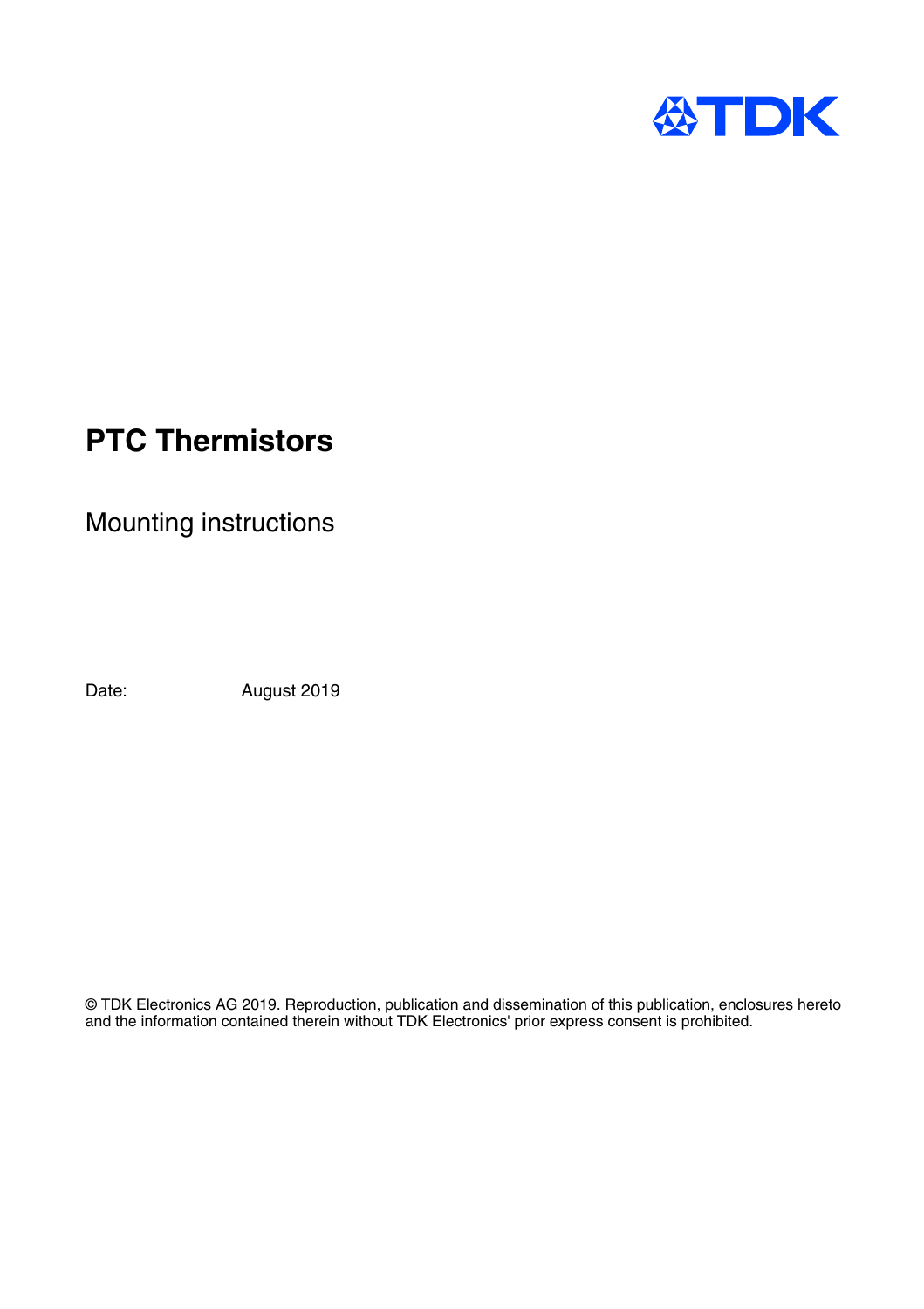TDK

# PTC Thermistors

## Mounting instructions

Date: August 2019

© TDK Electronics AG 2019. Reproduction, publication and dissemination of this publication, enclosures hereto and the information contained therein without TDK Electronics' prior express consent is prohibited.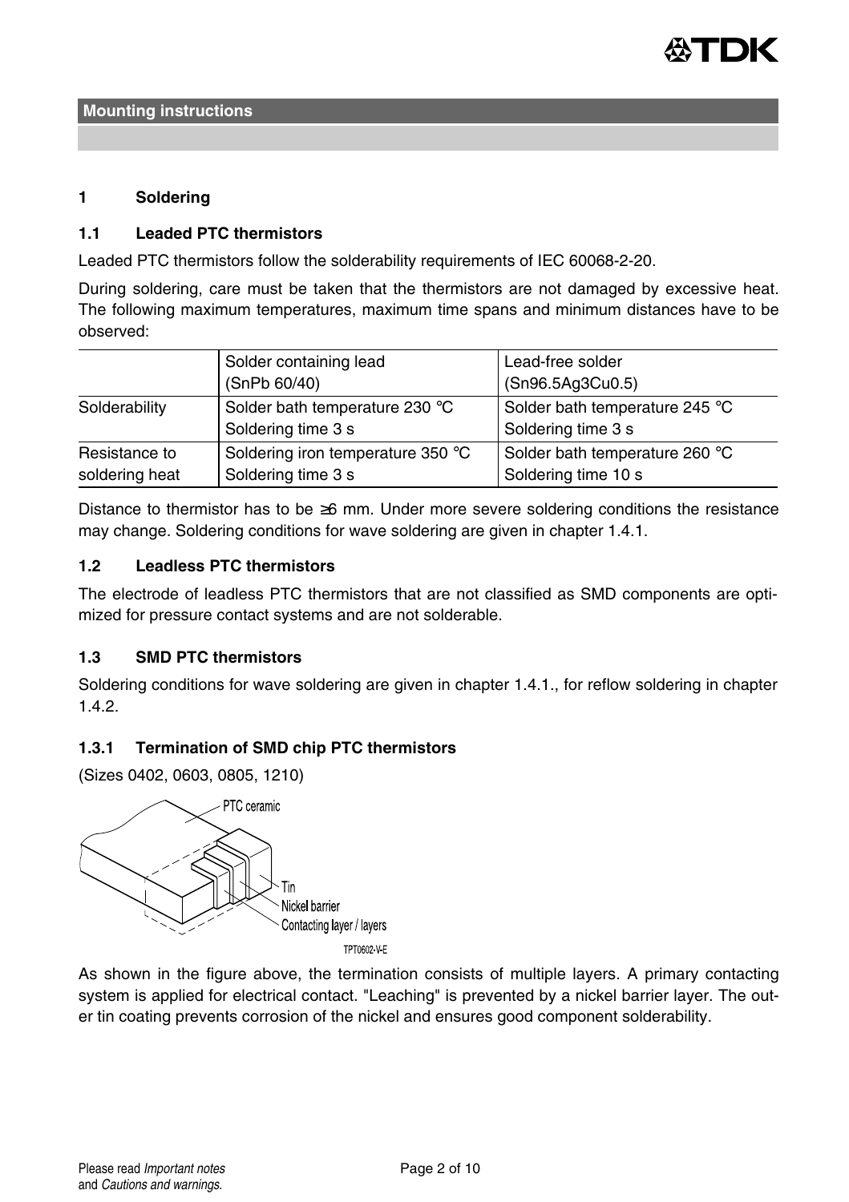## Mounting instructions

# 1 Soldering

## 1.1 Leaded PTC thermistors

Leaded PTC thermistors follow the solderability requirements of IEC 60068-2-20.

During soldering, care must be taken that the thermistors are not damaged by excessive heat. The following maximum temperatures, maximum time spans and minimum distances have to be observed:

| | Solder containing lead (SnPb 60/40) | Lead-free solder (Sn96.5Ag3Cu0.5) |
|---|---|---|
| Solderability | Solder bath temperature 230 °C Soldering time 3 s | Solder bath temperature 245 °C Soldering time 3 s |
| Resistance to soldering heat | Soldering iron temperature 350 °C Soldering time 3 s | Solder bath temperature 260 °C Soldering time 10 s |

Distance to thermistor has to be ≥6 mm. Under more severe soldering conditions the resistance may change. Soldering conditions for wave soldering are given in chapter 1.4.1.

## 1.2 Leadless PTC thermistors

The electrode of leadless PTC thermistors that are not classified as SMD components are optimized for pressure contact systems and are not solderable.

## 1.3 SMD PTC thermistors

Soldering conditions for wave soldering are given in chapter 1.4.1., for reflow soldering in chapter 1.4.2.

### 1.3.1 Termination of SMD chip PTC thermistors

(Sizes 0402, 0603, 0805, 1210)

PTC ceramic

Tin

Nickel barrier

Contacting layer / layers

TPT0602-V-E

As shown in the figure above, the termination consists of multiple layers. A primary contacting system is applied for electrical contact. "Leaching" is prevented by a nickel barrier layer. The outer tin coating prevents corrosion of the nickel and ensures good component solderability.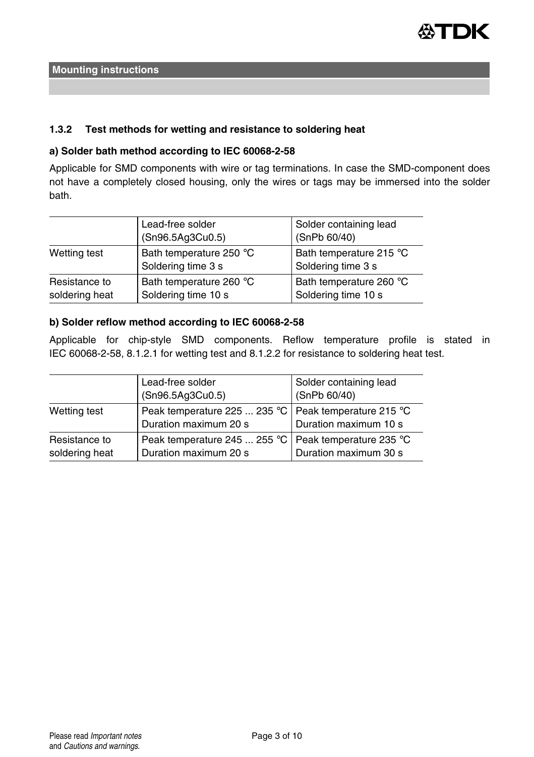### 1.3.2 Test methods for wetting and resistance to soldering heat

**a) Solder bath method according to IEC 60068-2-58**

Applicable for SMD components with wire or tag terminations. In case the SMD-component does not have a completely closed housing, only the wires or tags may be immersed into the solder bath.

| | Lead-free solder (Sn96.5Ag3Cu0.5) | Solder containing lead (SnPb 60/40) |
|---|---|---|
| Wetting test | Bath temperature 250 °C<br>Soldering time 3 s | Bath temperature 215 °C<br>Soldering time 3 s |
| Resistance to soldering heat | Bath temperature 260 °C<br>Soldering time 10 s | Bath temperature 260 °C<br>Soldering time 10 s |

**b) Solder reflow method according to IEC 60068-2-58**

Applicable for chip-style SMD components. Reflow temperature profile is stated in IEC 60068-2-58, 8.1.2.1 for wetting test and 8.1.2.2 for resistance to soldering heat test.

| | Lead-free solder (Sn96.5Ag3Cu0.5) | Solder containing lead (SnPb 60/40) |
|---|---|---|
| Wetting test | Peak temperature 225 ... 235 °C<br>Duration maximum 20 s | Peak temperature 215 °C<br>Duration maximum 10 s |
| Resistance to soldering heat | Peak temperature 245 ... 255 °C<br>Duration maximum 20 s | Peak temperature 235 °C<br>Duration maximum 30 s |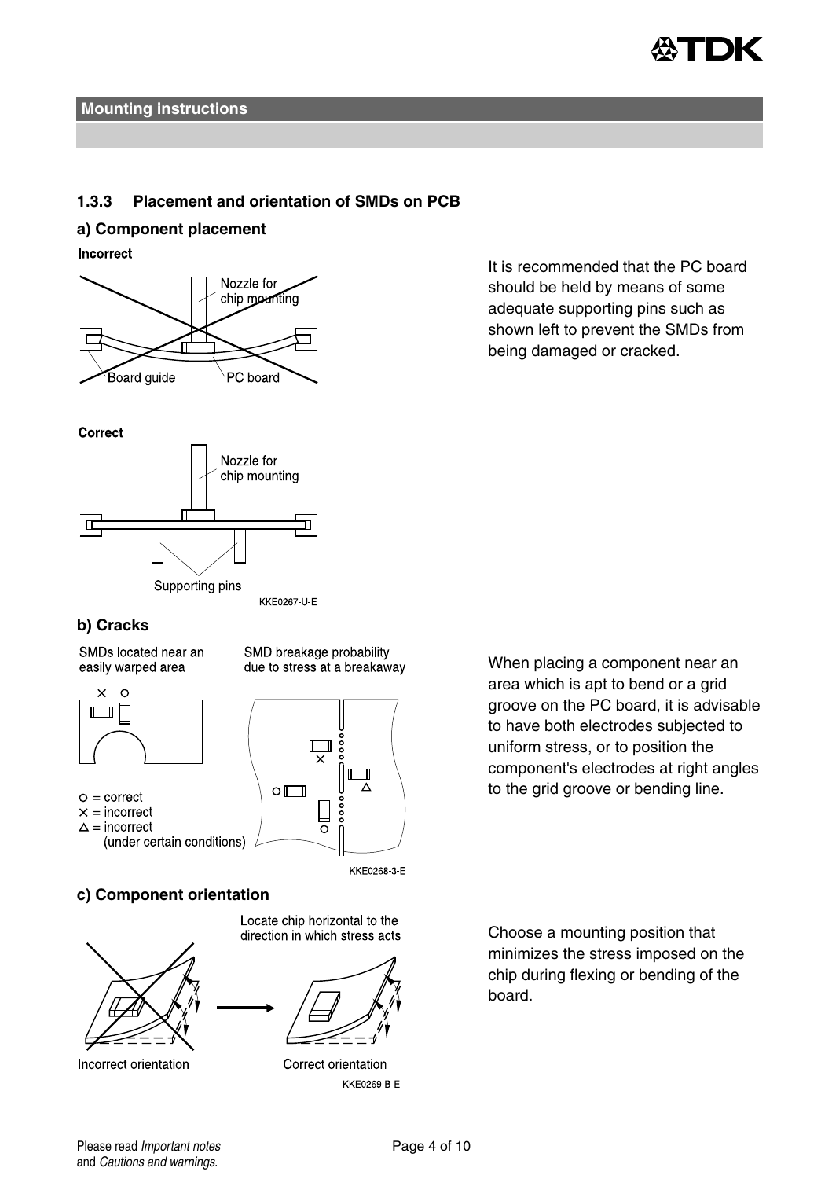## Mounting instructions

### 1.3.3 Placement and orientation of SMDs on PCB

**a) Component placement**

It is recommended that the PC board should be held by means of some adequate supporting pins such as shown left to prevent the SMDs from being damaged or cracked.

**b) Cracks**

When placing a component near an area which is apt to bend or a grid groove on the PC board, it is advisable to have both electrodes subjected to uniform stress, or to position the component's electrodes at right angles to the grid groove or bending line.

**c) Component orientation**

Choose a mounting position that minimizes the stress imposed on the chip during flexing or bending of the board.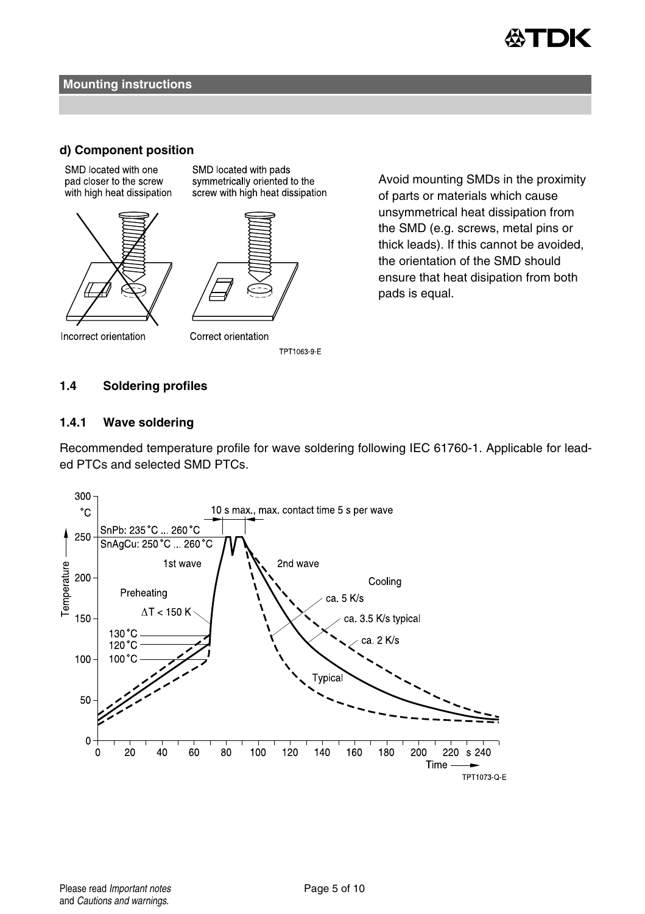## Mounting instructions

### d) Component position

SMD located with one pad closer to the screw with high heat dissipation

SMD located with pads symmetrically oriented to the screw with high heat dissipation

Incorrect orientation

Correct orientation

TPT1063-9-E

Avoid mounting SMDs in the proximity of parts or materials which cause unsymmetrical heat dissipation from the SMD (e.g. screws, metal pins or thick leads). If this cannot be avoided, the orientation of the SMD should ensure that heat disipation from both pads is equal.

## 1.4 Soldering profiles

### 1.4.1 Wave soldering

Recommended temperature profile for wave soldering following IEC 61760-1. Applicable for leaded PTCs and selected SMD PTCs.

TPT1073-Q-E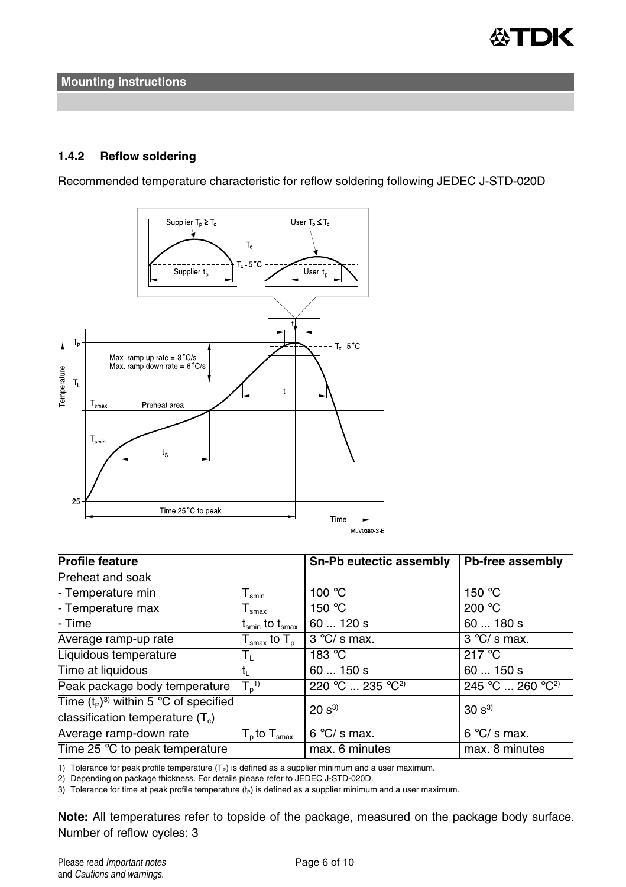## Mounting instructions

### 1.4.2 Reflow soldering

Recommended temperature characteristic for reflow soldering following JEDEC J-STD-020D

| Profile feature | | Sn-Pb eutectic assembly | Pb-free assembly |
|---|---|---|---|
| Preheat and soak | | | |
| - Temperature min | $T_{smin}$ | 100 °C | 150 °C |
| - Temperature max | $T_{smax}$ | 150 °C | 200 °C |
| - Time | $t_{smin}$ to $t_{smax}$ | 60 ... 120 s | 60 ... 180 s |
| Average ramp-up rate | $T_{smax}$ to $T_p$ | 3 °C/ s max. | 3 °C/ s max. |
| Liquidous temperature | $T_L$ | 183 °C | 217 °C |
| Time at liquidous | $t_L$ | 60 ... 150 s | 60 ... 150 s |
| Peak package body temperature | $T_p$[1] | 220 °C ... 235 °C[2] | 245 °C ... 260 °C[2] |
| Time ($t_P$)[3] within 5 °C of specified classification temperature ($T_c$) | | 20 s[3] | 30 s[3] |
| Average ramp-down rate | $T_p$ to $T_{smax}$ | 6 °C/ s max. | 6 °C/ s max. |
| Time 25 °C to peak temperature | | max. 6 minutes | max. 8 minutes |

1) Tolerance for peak profile temperature ($T_P$) is defined as a supplier minimum and a user maximum.

2) Depending on package thickness. For details please refer to JEDEC J-STD-020D.

3) Tolerance for time at peak profile temperature ($t_P$) is defined as a supplier minimum and a user maximum.

**Note:** All temperatures refer to topside of the package, measured on the package body surface. Number of reflow cycles: 3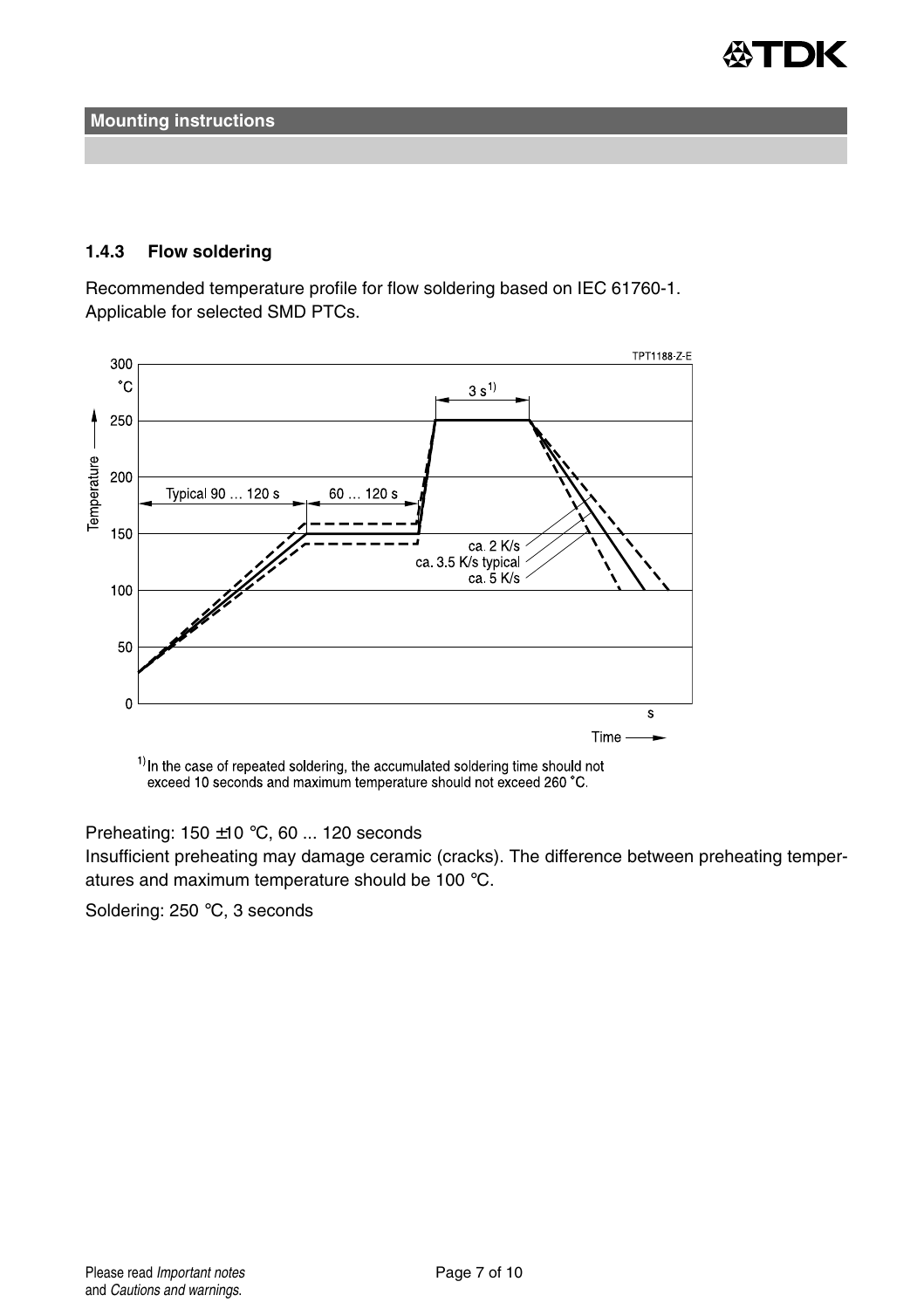#### 1.4.3 Flow soldering

Recommended temperature profile for flow soldering based on IEC 61760-1.
Applicable for selected SMD PTCs.

1) In the case of repeated soldering, the accumulated soldering time should not exceed 10 seconds and maximum temperature should not exceed 260 °C.

Preheating: 150 ±10 °C, 60 ... 120 seconds
Insufficient preheating may damage ceramic (cracks). The difference between preheating temperatures and maximum temperature should be 100 °C.

Soldering: 250 °C, 3 seconds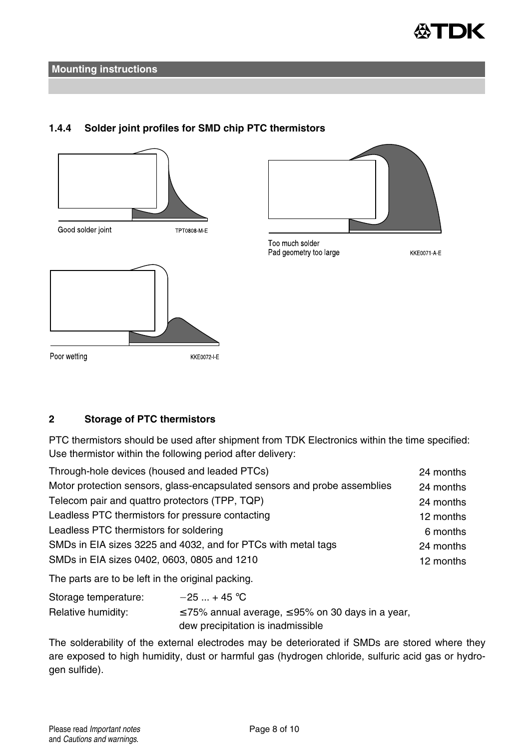## Mounting instructions

### 1.4.4 Solder joint profiles for SMD chip PTC thermistors

Good solder joint TPT0808-M-E

Too much solder
Pad geometry too large KKE0071-A-E

Poor wetting KKE0072-I-E

## 2 Storage of PTC thermistors

PTC thermistors should be used after shipment from TDK Electronics within the time specified:
Use thermistor within the following period after delivery:

| | |
|---|---|
| Through-hole devices (housed and leaded PTCs) | 24 months |
| Motor protection sensors, glass-encapsulated sensors and probe assemblies | 24 months |
| Telecom pair and quattro protectors (TPP, TQP) | 24 months |
| Leadless PTC thermistors for pressure contacting | 12 months |
| Leadless PTC thermistors for soldering | 6 months |
| SMDs in EIA sizes 3225 and 4032, and for PTCs with metal tags | 24 months |
| SMDs in EIA sizes 0402, 0603, 0805 and 1210 | 12 months |

The parts are to be left in the original packing.

Storage temperature: −25 ... + 45 °C
Relative humidity: ≤75% annual average, ≤95% on 30 days in a year, dew precipitation is inadmissible

The solderability of the external electrodes may be deteriorated if SMDs are stored where they are exposed to high humidity, dust or harmful gas (hydrogen chloride, sulfuric acid gas or hydrogen sulfide).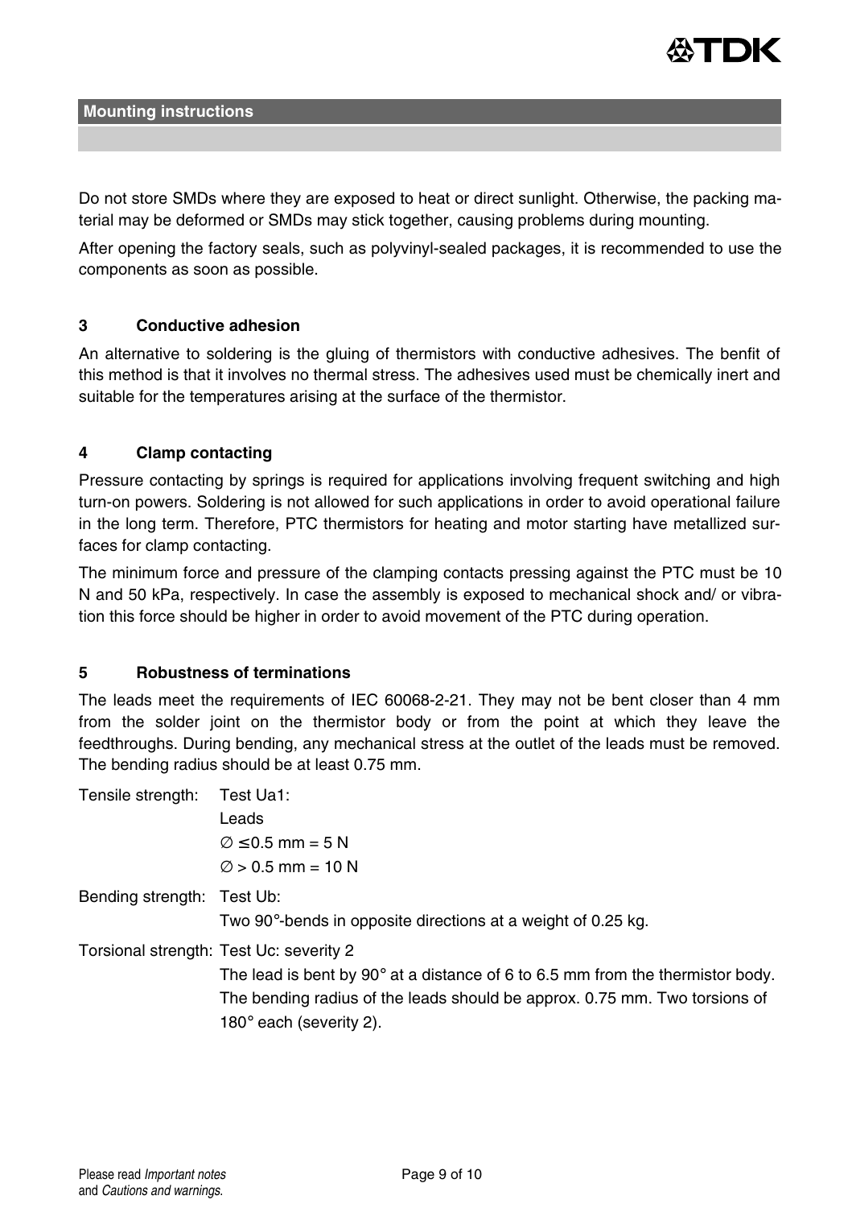## Mounting instructions

Do not store SMDs where they are exposed to heat or direct sunlight. Otherwise, the packing material may be deformed or SMDs may stick together, causing problems during mounting.

After opening the factory seals, such as polyvinyl-sealed packages, it is recommended to use the components as soon as possible.

### 3 Conductive adhesion

An alternative to soldering is the gluing of thermistors with conductive adhesives. The benfit of this method is that it involves no thermal stress. The adhesives used must be chemically inert and suitable for the temperatures arising at the surface of the thermistor.

### 4 Clamp contacting

Pressure contacting by springs is required for applications involving frequent switching and high turn-on powers. Soldering is not allowed for such applications in order to avoid operational failure in the long term. Therefore, PTC thermistors for heating and motor starting have metallized surfaces for clamp contacting.

The minimum force and pressure of the clamping contacts pressing against the PTC must be 10 N and 50 kPa, respectively. In case the assembly is exposed to mechanical shock and/ or vibration this force should be higher in order to avoid movement of the PTC during operation.

### 5 Robustness of terminations

The leads meet the requirements of IEC 60068-2-21. They may not be bent closer than 4 mm from the solder joint on the thermistor body or from the point at which they leave the feedthroughs. During bending, any mechanical stress at the outlet of the leads must be removed. The bending radius should be at least 0.75 mm.

Tensile strength: Test Ua1:
Leads
∅ ≤0.5 mm = 5 N
∅ > 0.5 mm = 10 N

Bending strength: Test Ub:
Two 90°-bends in opposite directions at a weight of 0.25 kg.

Torsional strength: Test Uc: severity 2
The lead is bent by 90° at a distance of 6 to 6.5 mm from the thermistor body. The bending radius of the leads should be approx. 0.75 mm. Two torsions of 180° each (severity 2).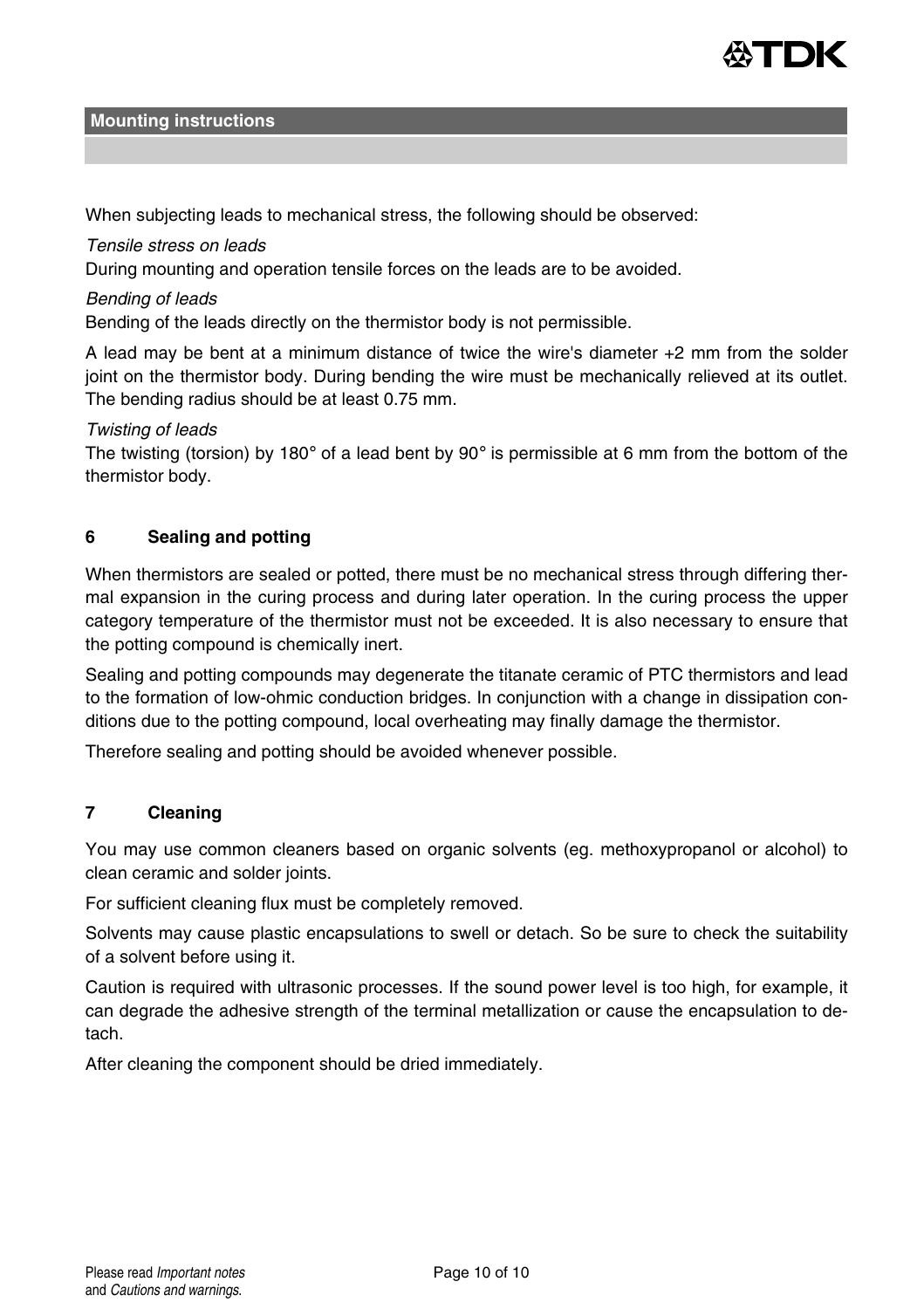## Mounting instructions

When subjecting leads to mechanical stress, the following should be observed:

*Tensile stress on leads*
During mounting and operation tensile forces on the leads are to be avoided.

*Bending of leads*
Bending of the leads directly on the thermistor body is not permissible.

A lead may be bent at a minimum distance of twice the wire's diameter +2 mm from the solder joint on the thermistor body. During bending the wire must be mechanically relieved at its outlet. The bending radius should be at least 0.75 mm.

*Twisting of leads*
The twisting (torsion) by 180° of a lead bent by 90° is permissible at 6 mm from the bottom of the thermistor body.

### 6 Sealing and potting

When thermistors are sealed or potted, there must be no mechanical stress through differing thermal expansion in the curing process and during later operation. In the curing process the upper category temperature of the thermistor must not be exceeded. It is also necessary to ensure that the potting compound is chemically inert.

Sealing and potting compounds may degenerate the titanate ceramic of PTC thermistors and lead to the formation of low-ohmic conduction bridges. In conjunction with a change in dissipation conditions due to the potting compound, local overheating may finally damage the thermistor.

Therefore sealing and potting should be avoided whenever possible.

### 7 Cleaning

You may use common cleaners based on organic solvents (eg. methoxypropanol or alcohol) to clean ceramic and solder joints.

For sufficient cleaning flux must be completely removed.

Solvents may cause plastic encapsulations to swell or detach. So be sure to check the suitability of a solvent before using it.

Caution is required with ultrasonic processes. If the sound power level is too high, for example, it can degrade the adhesive strength of the terminal metallization or cause the encapsulation to detach.

After cleaning the component should be dried immediately.